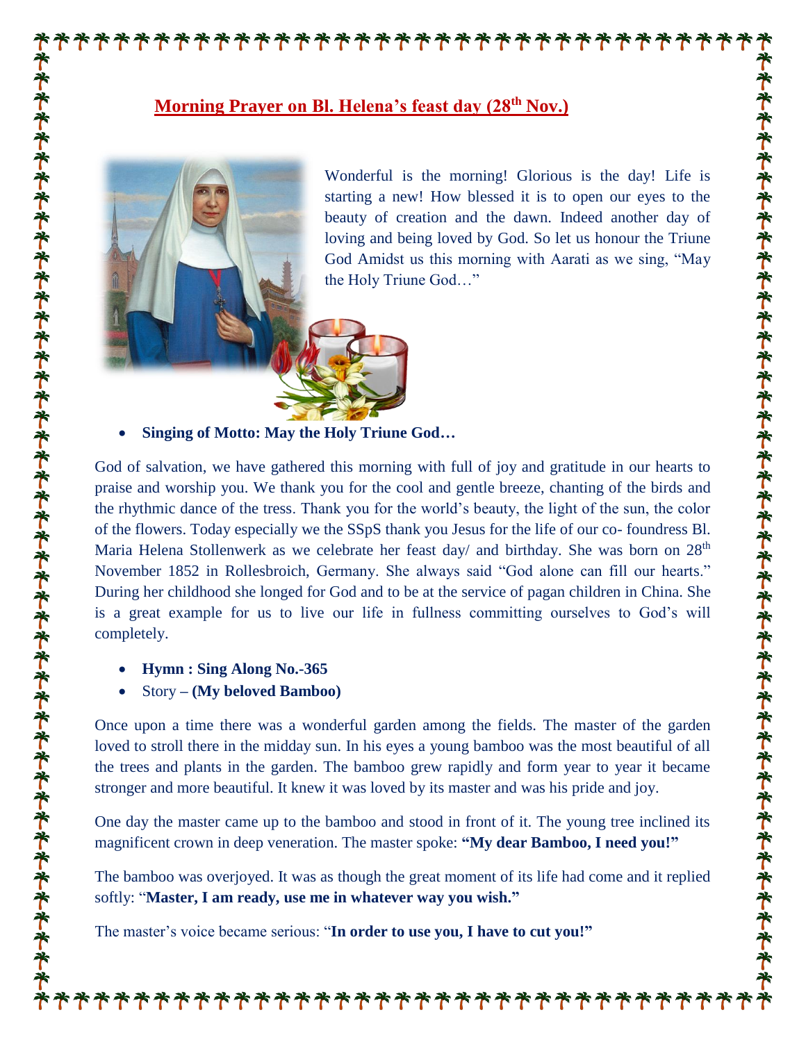# Morning Prayer on Bl. Helena's feast day (28th Nov.)

Wonderful is the morning! Glorious is the day! Life is starting a new! How blessed it is to open our eyes to the beauty of creation and the dawn. Indeed another day of loving and being loved by God. So let us honour the Triune God Amidst us this morning with Aarati as we sing, "May the Holy Triune God…"

- **Singing of Motto: May the Holy Triune God…**

God of salvation, we have gathered this morning with full of joy and gratitude in our hearts to praise and worship you. We thank you for the cool and gentle breeze, chanting of the birds and the rhythmic dance of the tress. Thank you for the world's beauty, the light of the sun, the color of the flowers. Today especially we the SSpS thank you Jesus for the life of our co- foundress Bl. Maria Helena Stollenwerk as we celebrate her feast day/ and birthday. She was born on 28th November 1852 in Rollesbroich, Germany. She always said "God alone can fill our hearts." During her childhood she longed for God and to be at the service of pagan children in China. She is a great example for us to live our life in fullness committing ourselves to God's will completely.

- **Hymn : Sing Along No.-365**
- Story **– (My beloved Bamboo)**

Once upon a time there was a wonderful garden among the fields. The master of the garden loved to stroll there in the midday sun. In his eyes a young bamboo was the most beautiful of all the trees and plants in the garden. The bamboo grew rapidly and form year to year it became stronger and more beautiful. It knew it was loved by its master and was his pride and joy.

One day the master came up to the bamboo and stood in front of it. The young tree inclined its magnificent crown in deep veneration. The master spoke: **"My dear Bamboo, I need you!"**

The bamboo was overjoyed. It was as though the great moment of its life had come and it replied softly: "**Master, I am ready, use me in whatever way you wish."**

The master's voice became serious: "**In order to use you, I have to cut you!"**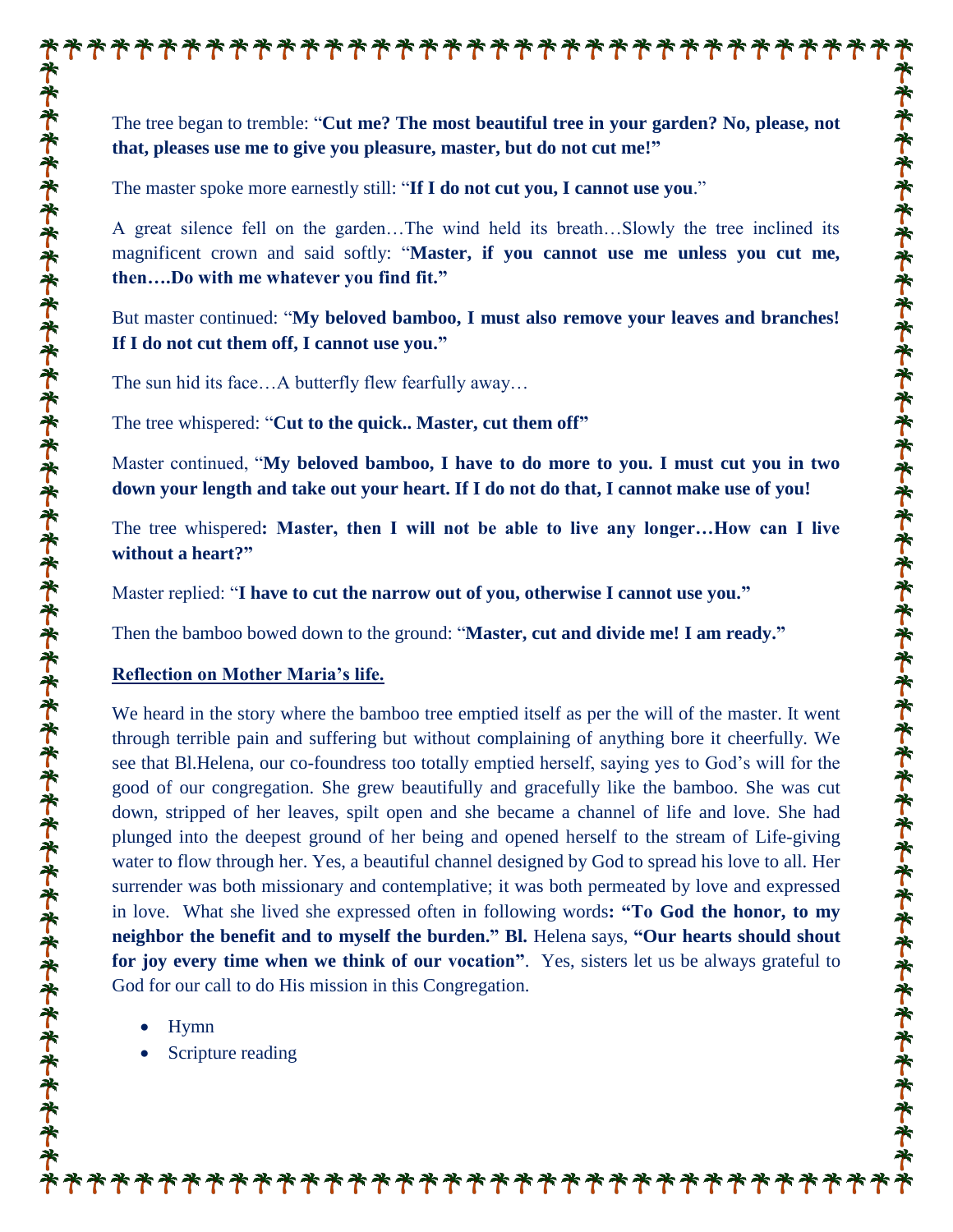The tree began to tremble: "**Cut me? The most beautiful tree in your garden? No, please, not that, pleases use me to give you pleasure, master, but do not cut me!"**

The master spoke more earnestly still: "**If I do not cut you, I cannot use you**."

A great silence fell on the garden…The wind held its breath…Slowly the tree inclined its magnificent crown and said softly: "**Master, if you cannot use me unless you cut me, then….Do with me whatever you find fit."**

But master continued: "**My beloved bamboo, I must also remove your leaves and branches! If I do not cut them off, I cannot use you."**

The sun hid its face…A butterfly flew fearfully away…

The tree whispered: "**Cut to the quick.. Master, cut them off"**

Master continued, "**My beloved bamboo, I have to do more to you. I must cut you in two down your length and take out your heart. If I do not do that, I cannot make use of you!**

The tree whispered**: Master, then I will not be able to live any longer…How can I live without a heart?"**

Master replied: "**I have to cut the narrow out of you, otherwise I cannot use you."**

Then the bamboo bowed down to the ground: "**Master, cut and divide me! I am ready."**

**Reflection on Mother Maria's life.**

We heard in the story where the bamboo tree emptied itself as per the will of the master. It went through terrible pain and suffering but without complaining of anything bore it cheerfully. We see that Bl.Helena, our co-foundress too totally emptied herself, saying yes to God's will for the good of our congregation. She grew beautifully and gracefully like the bamboo. She was cut down, stripped of her leaves, spilt open and she became a channel of life and love. She had plunged into the deepest ground of her being and opened herself to the stream of Life-giving water to flow through her. Yes, a beautiful channel designed by God to spread his love to all. Her surrender was both missionary and contemplative; it was both permeated by love and expressed in love. What she lived she expressed often in following words**: "To God the honor, to my neighbor the benefit and to myself the burden." Bl.** Helena says, **"Our hearts should shout for joy every time when we think of our vocation"**. Yes, sisters let us be always grateful to God for our call to do His mission in this Congregation.

- Hymn
- Scripture reading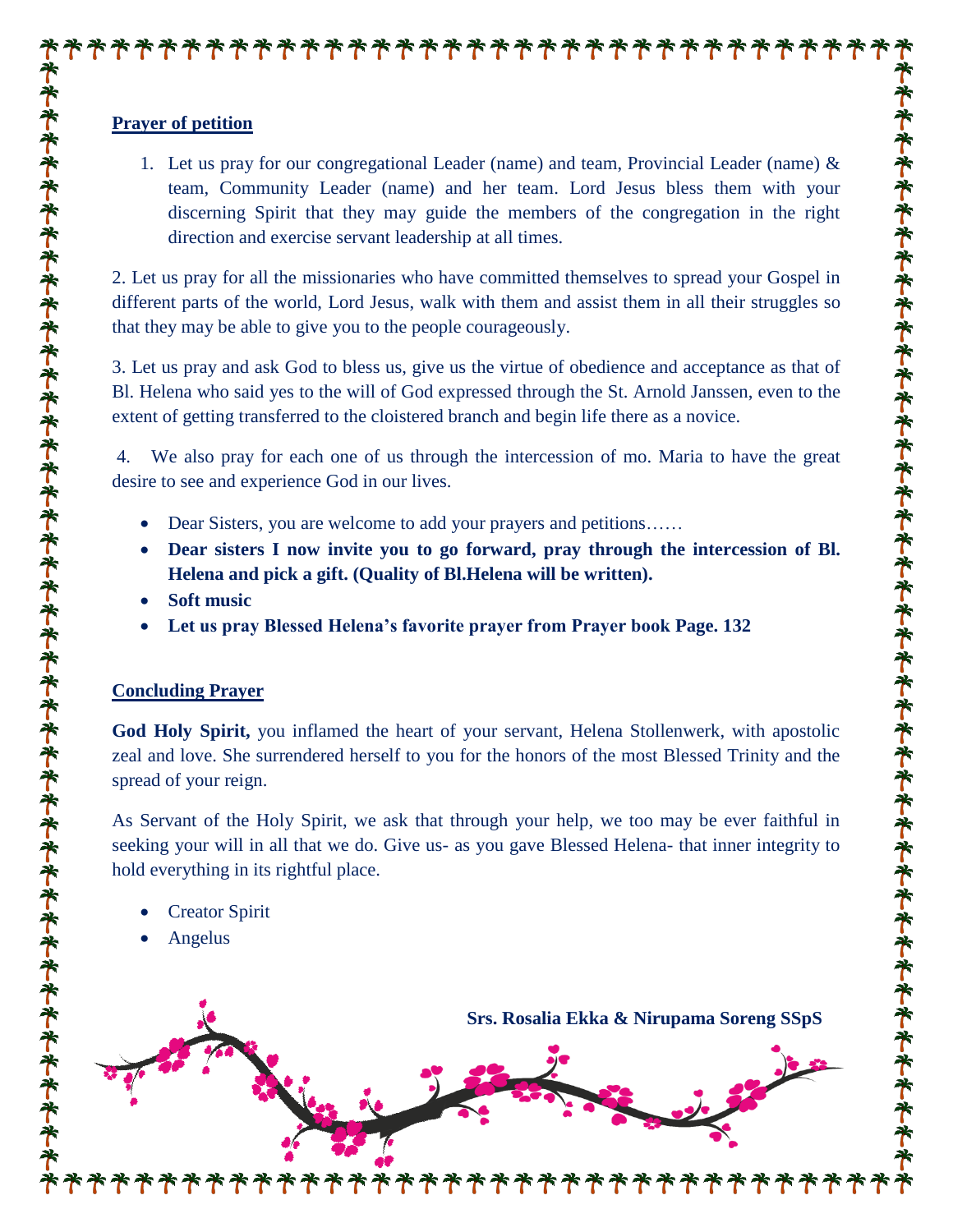**Prayer of petition**

1. Let us pray for our congregational Leader (name) and team, Provincial Leader (name) & team, Community Leader (name) and her team. Lord Jesus bless them with your discerning Spirit that they may guide the members of the congregation in the right direction and exercise servant leadership at all times.

2. Let us pray for all the missionaries who have committed themselves to spread your Gospel in different parts of the world, Lord Jesus, walk with them and assist them in all their struggles so that they may be able to give you to the people courageously.

3. Let us pray and ask God to bless us, give us the virtue of obedience and acceptance as that of Bl. Helena who said yes to the will of God expressed through the St. Arnold Janssen, even to the extent of getting transferred to the cloistered branch and begin life there as a novice.

4. We also pray for each one of us through the intercession of mo. Maria to have the great desire to see and experience God in our lives.

- Dear Sisters, you are welcome to add your prayers and petitions……
- **Dear sisters I now invite you to go forward, pray through the intercession of Bl. Helena and pick a gift. (Quality of Bl.Helena will be written).**
- **Soft music**
- **Let us pray Blessed Helena's favorite prayer from Prayer book Page. 132**

**Concluding Prayer**

**God Holy Spirit,** you inflamed the heart of your servant, Helena Stollenwerk, with apostolic zeal and love. She surrendered herself to you for the honors of the most Blessed Trinity and the spread of your reign.

As Servant of the Holy Spirit, we ask that through your help, we too may be ever faithful in seeking your will in all that we do. Give us- as you gave Blessed Helena- that inner integrity to hold everything in its rightful place.

- Creator Spirit
- Angelus

**Srs. Rosalia Ekka & Nirupama Soreng SSpS**